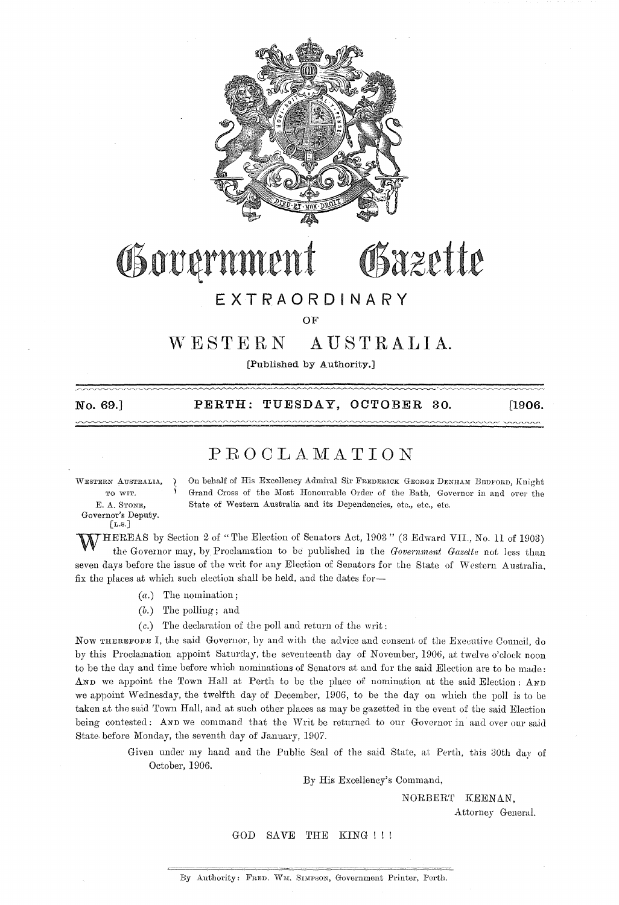# Government Gazette

## EXTRAORDINARY

OF

# WESTERN AUSTRALIA.

[Published by Authority.]

**No. 69.] PERTH: TUESDAY, OCTOBER 30. [1906.**

## PROCLAMATION

WESTERN AUSTRALIA, TO WIT. E. A. STONE, Governor's Deputy. [L.S.]

On behalf of His Excellency Admiral Sir FREDERICK GEORGE DENHAM BEDFORD, Knight Grand Cross of the Most Honourable Order of the Bath, Governor in and over the State of Western Australia and its Dependencies, etc., etc., etc.

WHEREAS by Section 2 of "The Election of Senators Act, 1903" (3 Edward VII., No. 11 of 1903) the Governor may, by Proclamation to be published in the *Government Gazette* not less than seven days before the issue of the writ for any Election of Senators for the State of Western Australia, fix the places at which such election shall be held, and the dates for—

(*a*.) The nomination;

(*b*.) The polling; and

(*c*.) The declaration of the poll and return of the writ:

NOW THEREFORE I, the said Governor, by and with the advice and consent of the Executive Council, do by this Proclamation appoint Saturday, the seventeenth day of November, 1906, at twelve o'clock noon to be the day and time before which nominations of Senators at and for the said Election are to be made: AND we appoint the Town Hall at Perth to be the place of nomination at the said Election: AND we appoint Wednesday, the twelfth day of December, 1906, to be the day on which the poll is to be taken at the said Town Hall, and at such other places as may be gazetted in the event of the said Election being contested: AND we command that the Writ be returned to our Governor in and over our said State before Monday, the seventh day of January, 1907.

Given under my hand and the Public Seal of the said State, at Perth, this 30th day of October, 1906.

By His Excellency's Command,

NORBERT KEENAN,
Attorney General.

GOD SAVE THE KING ! ! !

By Authority: FRED. WM. SIMPSON, Government Printer, Perth.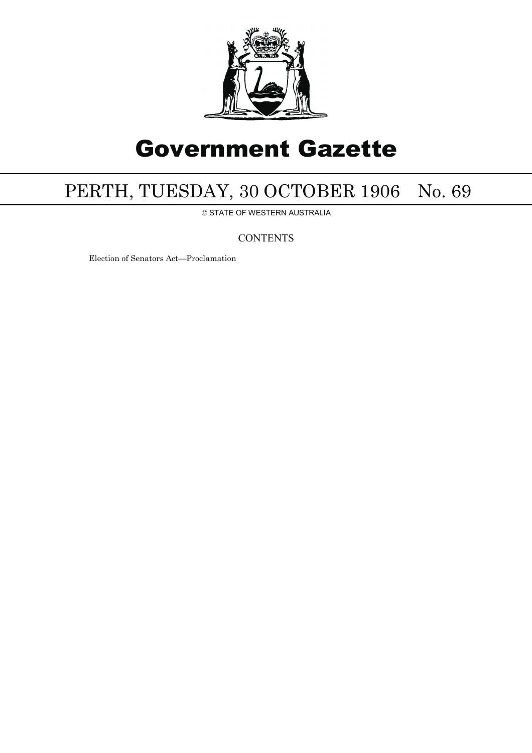# Government Gazette

## PERTH, TUESDAY, 30 OCTOBER 1906 No. 69

© STATE OF WESTERN AUSTRALIA

CONTENTS

Election of Senators Act—Proclamation